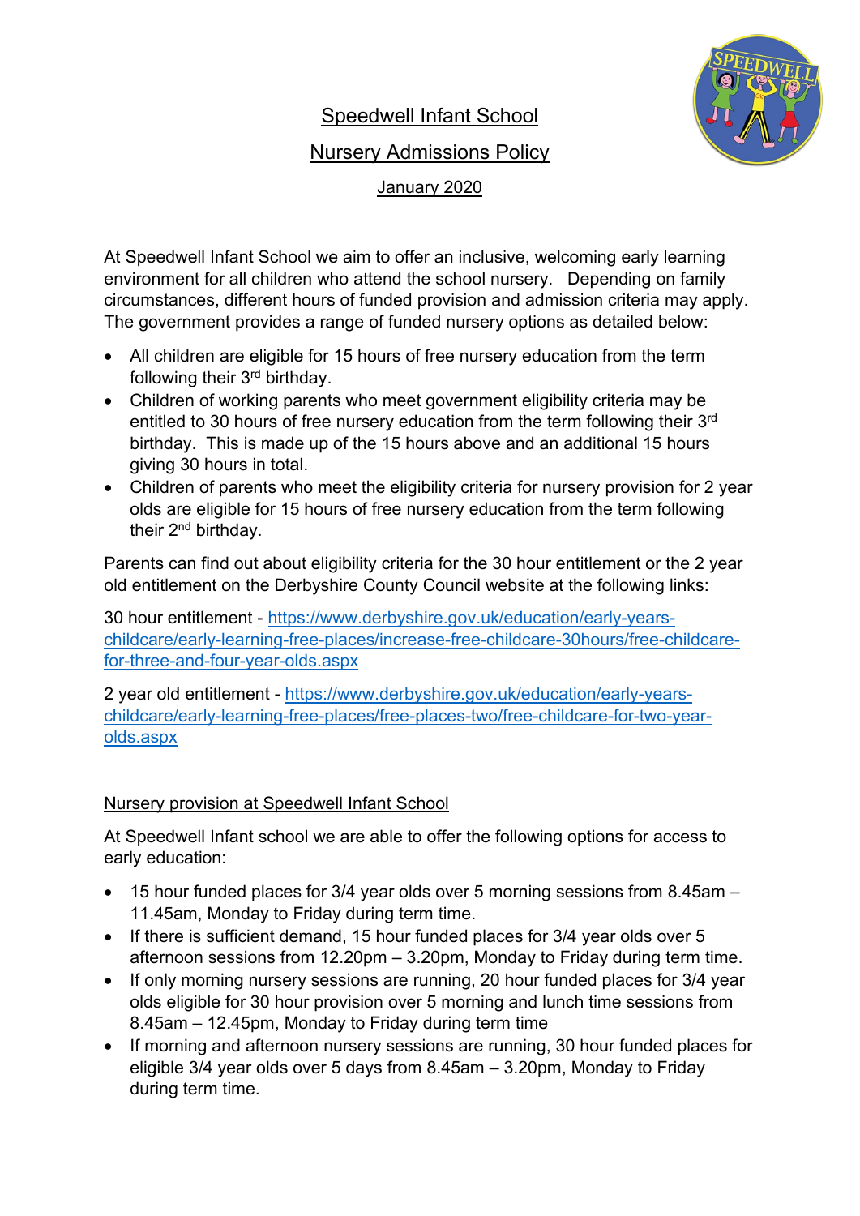# Speedwell Infant School

## Nursery Admissions Policy

### January 2020

At Speedwell Infant School we aim to offer an inclusive, welcoming early learning environment for all children who attend the school nursery. Depending on family circumstances, different hours of funded provision and admission criteria may apply. The government provides a range of funded nursery options as detailed below:

- All children are eligible for 15 hours of free nursery education from the term following their 3rd birthday.
- Children of working parents who meet government eligibility criteria may be entitled to 30 hours of free nursery education from the term following their 3rd birthday. This is made up of the 15 hours above and an additional 15 hours giving 30 hours in total.
- Children of parents who meet the eligibility criteria for nursery provision for 2 year olds are eligible for 15 hours of free nursery education from the term following their 2nd birthday.

Parents can find out about eligibility criteria for the 30 hour entitlement or the 2 year old entitlement on the Derbyshire County Council website at the following links:

30 hour entitlement - https://www.derbyshire.gov.uk/education/early-years-childcare/early-learning-free-places/increase-free-childcare-30hours/free-childcare-for-three-and-four-year-olds.aspx

2 year old entitlement - https://www.derbyshire.gov.uk/education/early-years-childcare/early-learning-free-places/free-places-two/free-childcare-for-two-year-olds.aspx

## Nursery provision at Speedwell Infant School

At Speedwell Infant school we are able to offer the following options for access to early education:

- 15 hour funded places for 3/4 year olds over 5 morning sessions from 8.45am – 11.45am, Monday to Friday during term time.
- If there is sufficient demand, 15 hour funded places for 3/4 year olds over 5 afternoon sessions from 12.20pm – 3.20pm, Monday to Friday during term time.
- If only morning nursery sessions are running, 20 hour funded places for 3/4 year olds eligible for 30 hour provision over 5 morning and lunch time sessions from 8.45am – 12.45pm, Monday to Friday during term time
- If morning and afternoon nursery sessions are running, 30 hour funded places for eligible 3/4 year olds over 5 days from 8.45am – 3.20pm, Monday to Friday during term time.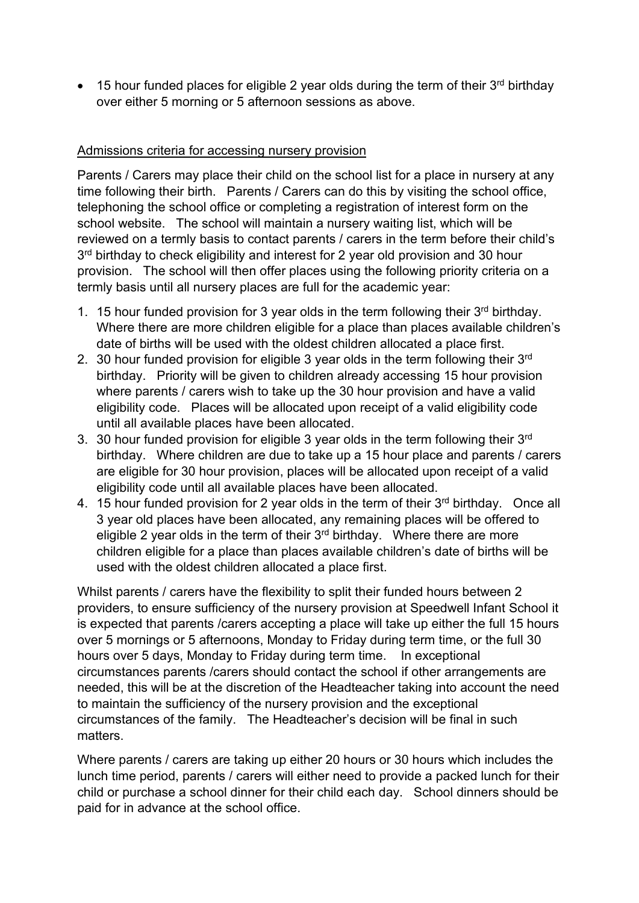- 15 hour funded places for eligible 2 year olds during the term of their 3rd birthday over either 5 morning or 5 afternoon sessions as above.

Admissions criteria for accessing nursery provision

Parents / Carers may place their child on the school list for a place in nursery at any time following their birth. Parents / Carers can do this by visiting the school office, telephoning the school office or completing a registration of interest form on the school website. The school will maintain a nursery waiting list, which will be reviewed on a termly basis to contact parents / carers in the term before their child's 3rd birthday to check eligibility and interest for 2 year old provision and 30 hour provision. The school will then offer places using the following priority criteria on a termly basis until all nursery places are full for the academic year:

1. 15 hour funded provision for 3 year olds in the term following their 3rd birthday. Where there are more children eligible for a place than places available children's date of births will be used with the oldest children allocated a place first.
2. 30 hour funded provision for eligible 3 year olds in the term following their 3rd birthday. Priority will be given to children already accessing 15 hour provision where parents / carers wish to take up the 30 hour provision and have a valid eligibility code. Places will be allocated upon receipt of a valid eligibility code until all available places have been allocated.
3. 30 hour funded provision for eligible 3 year olds in the term following their 3rd birthday. Where children are due to take up a 15 hour place and parents / carers are eligible for 30 hour provision, places will be allocated upon receipt of a valid eligibility code until all available places have been allocated.
4. 15 hour funded provision for 2 year olds in the term of their 3rd birthday. Once all 3 year old places have been allocated, any remaining places will be offered to eligible 2 year olds in the term of their 3rd birthday. Where there are more children eligible for a place than places available children's date of births will be used with the oldest children allocated a place first.

Whilst parents / carers have the flexibility to split their funded hours between 2 providers, to ensure sufficiency of the nursery provision at Speedwell Infant School it is expected that parents /carers accepting a place will take up either the full 15 hours over 5 mornings or 5 afternoons, Monday to Friday during term time, or the full 30 hours over 5 days, Monday to Friday during term time. In exceptional circumstances parents /carers should contact the school if other arrangements are needed, this will be at the discretion of the Headteacher taking into account the need to maintain the sufficiency of the nursery provision and the exceptional circumstances of the family. The Headteacher's decision will be final in such matters.

Where parents / carers are taking up either 20 hours or 30 hours which includes the lunch time period, parents / carers will either need to provide a packed lunch for their child or purchase a school dinner for their child each day. School dinners should be paid for in advance at the school office.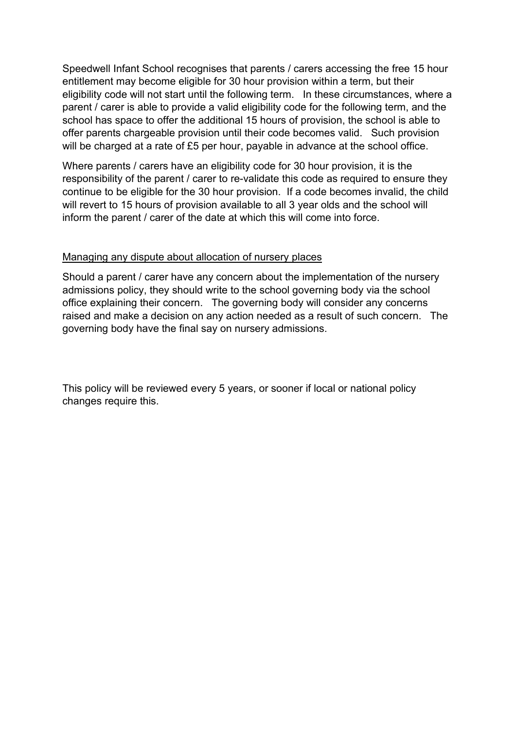Speedwell Infant School recognises that parents / carers accessing the free 15 hour entitlement may become eligible for 30 hour provision within a term, but their eligibility code will not start until the following term. In these circumstances, where a parent / carer is able to provide a valid eligibility code for the following term, and the school has space to offer the additional 15 hours of provision, the school is able to offer parents chargeable provision until their code becomes valid. Such provision will be charged at a rate of £5 per hour, payable in advance at the school office.

Where parents / carers have an eligibility code for 30 hour provision, it is the responsibility of the parent / carer to re-validate this code as required to ensure they continue to be eligible for the 30 hour provision. If a code becomes invalid, the child will revert to 15 hours of provision available to all 3 year olds and the school will inform the parent / carer of the date at which this will come into force.

## Managing any dispute about allocation of nursery places

Should a parent / carer have any concern about the implementation of the nursery admissions policy, they should write to the school governing body via the school office explaining their concern. The governing body will consider any concerns raised and make a decision on any action needed as a result of such concern. The governing body have the final say on nursery admissions.

This policy will be reviewed every 5 years, or sooner if local or national policy changes require this.